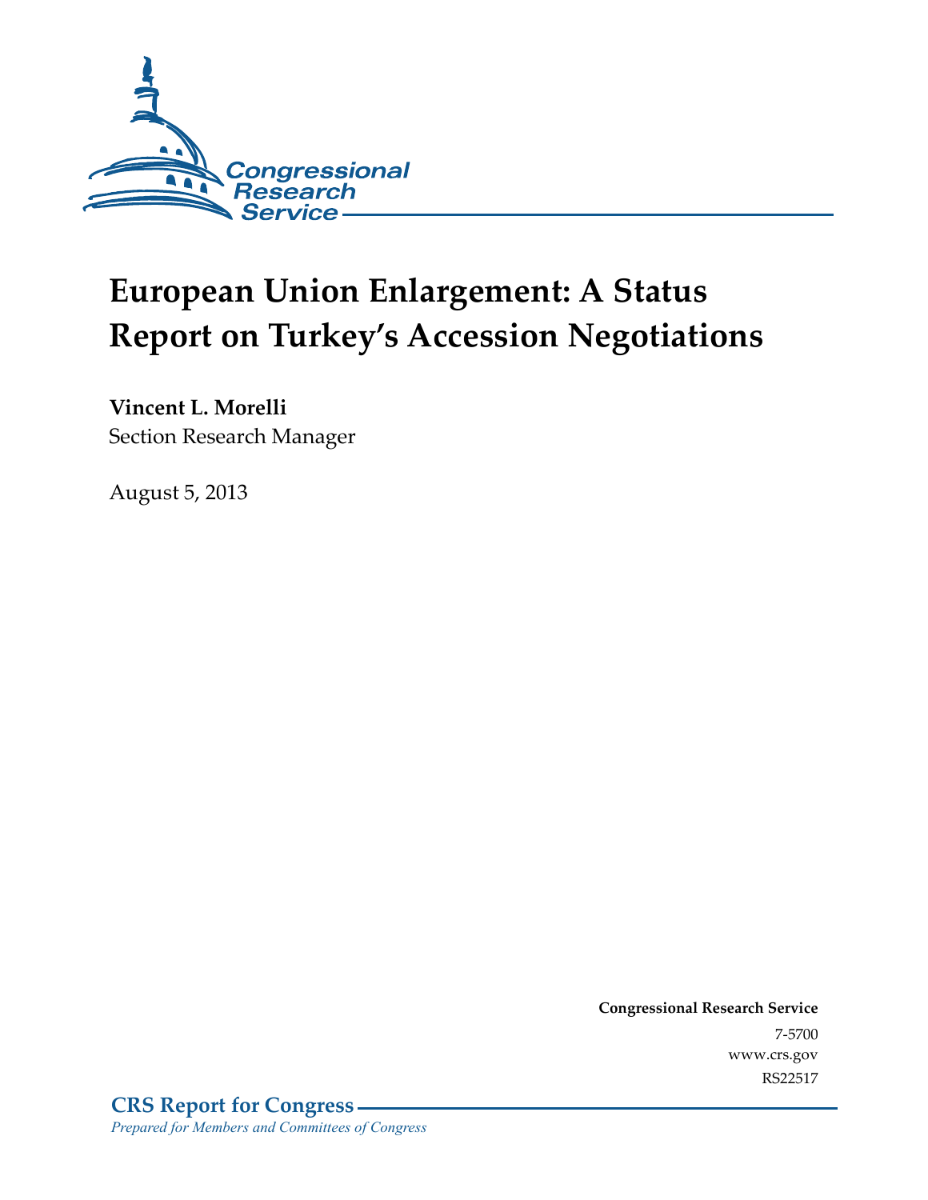Congressional Research Service

# European Union Enlargement: A Status Report on Turkey's Accession Negotiations

**Vincent L. Morelli**
Section Research Manager

August 5, 2013

**Congressional Research Service**
7-5700
www.crs.gov
RS22517

**CRS Report for Congress**
*Prepared for Members and Committees of Congress*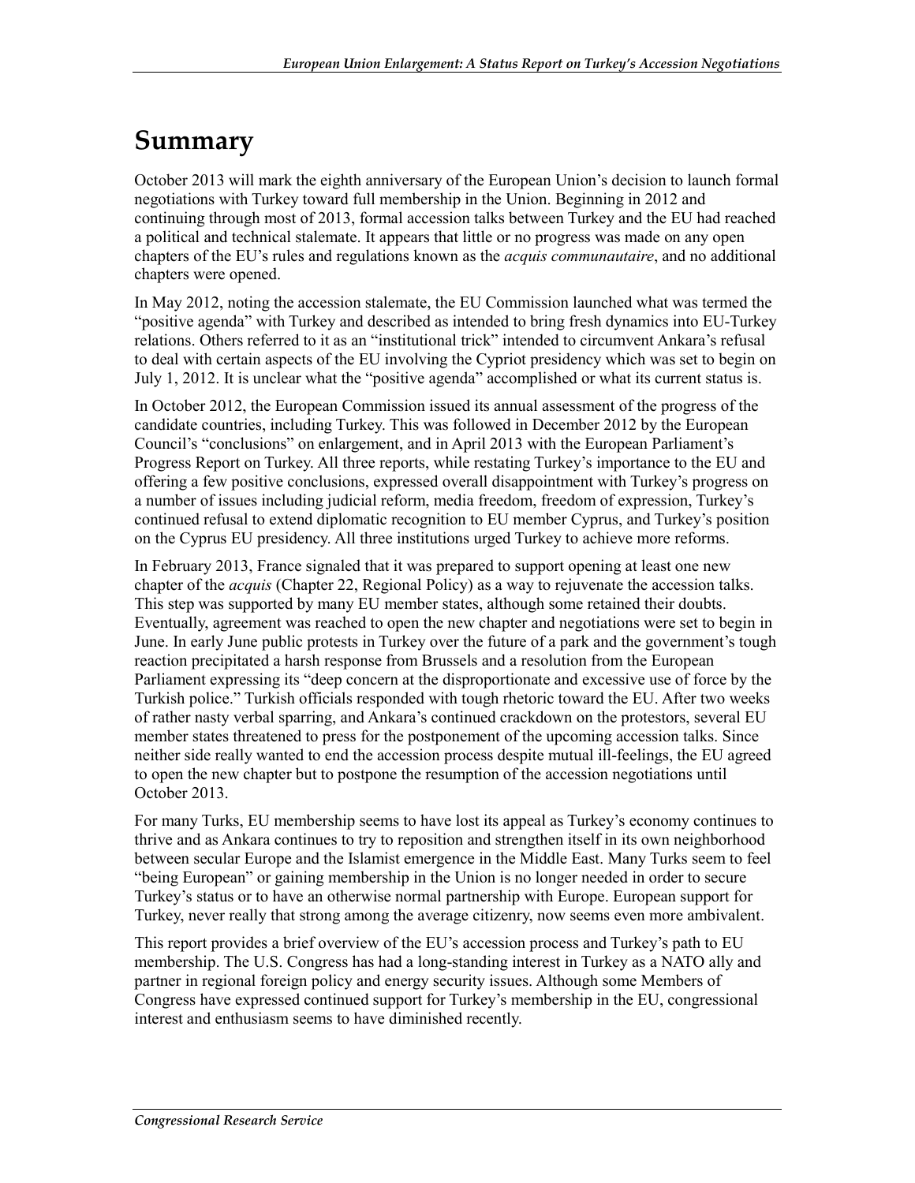# Summary

October 2013 will mark the eighth anniversary of the European Union's decision to launch formal negotiations with Turkey toward full membership in the Union. Beginning in 2012 and continuing through most of 2013, formal accession talks between Turkey and the EU had reached a political and technical stalemate. It appears that little or no progress was made on any open chapters of the EU's rules and regulations known as the *acquis communautaire*, and no additional chapters were opened.

In May 2012, noting the accession stalemate, the EU Commission launched what was termed the "positive agenda" with Turkey and described as intended to bring fresh dynamics into EU-Turkey relations. Others referred to it as an "institutional trick" intended to circumvent Ankara's refusal to deal with certain aspects of the EU involving the Cypriot presidency which was set to begin on July 1, 2012. It is unclear what the "positive agenda" accomplished or what its current status is.

In October 2012, the European Commission issued its annual assessment of the progress of the candidate countries, including Turkey. This was followed in December 2012 by the European Council's "conclusions" on enlargement, and in April 2013 with the European Parliament's Progress Report on Turkey. All three reports, while restating Turkey's importance to the EU and offering a few positive conclusions, expressed overall disappointment with Turkey's progress on a number of issues including judicial reform, media freedom, freedom of expression, Turkey's continued refusal to extend diplomatic recognition to EU member Cyprus, and Turkey's position on the Cyprus EU presidency. All three institutions urged Turkey to achieve more reforms.

In February 2013, France signaled that it was prepared to support opening at least one new chapter of the *acquis* (Chapter 22, Regional Policy) as a way to rejuvenate the accession talks. This step was supported by many EU member states, although some retained their doubts. Eventually, agreement was reached to open the new chapter and negotiations were set to begin in June. In early June public protests in Turkey over the future of a park and the government's tough reaction precipitated a harsh response from Brussels and a resolution from the European Parliament expressing its "deep concern at the disproportionate and excessive use of force by the Turkish police." Turkish officials responded with tough rhetoric toward the EU. After two weeks of rather nasty verbal sparring, and Ankara's continued crackdown on the protestors, several EU member states threatened to press for the postponement of the upcoming accession talks. Since neither side really wanted to end the accession process despite mutual ill-feelings, the EU agreed to open the new chapter but to postpone the resumption of the accession negotiations until October 2013.

For many Turks, EU membership seems to have lost its appeal as Turkey's economy continues to thrive and as Ankara continues to try to reposition and strengthen itself in its own neighborhood between secular Europe and the Islamist emergence in the Middle East. Many Turks seem to feel "being European" or gaining membership in the Union is no longer needed in order to secure Turkey's status or to have an otherwise normal partnership with Europe. European support for Turkey, never really that strong among the average citizenry, now seems even more ambivalent.

This report provides a brief overview of the EU's accession process and Turkey's path to EU membership. The U.S. Congress has had a long-standing interest in Turkey as a NATO ally and partner in regional foreign policy and energy security issues. Although some Members of Congress have expressed continued support for Turkey's membership in the EU, congressional interest and enthusiasm seems to have diminished recently.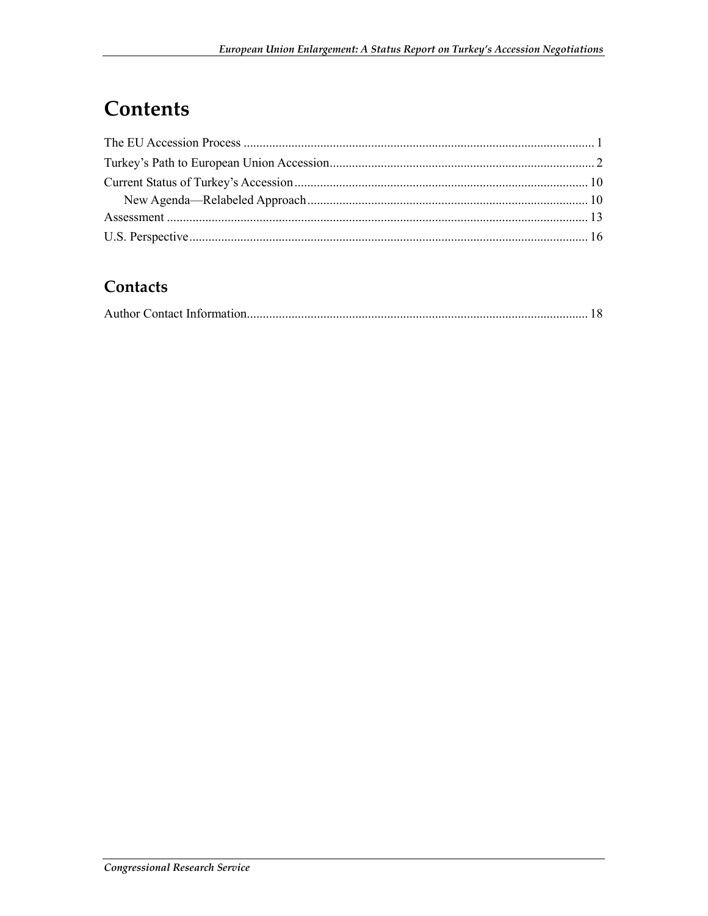# Contents

The EU Accession Process .......................................................................................................... 1

Turkey's Path to European Union Accession.................................................................................. 2

Current Status of Turkey's Accession........................................................................................... 10

New Agenda—Relabeled Approach........................................................................................ 10

Assessment .................................................................................................................................. 13

U.S. Perspective............................................................................................................................ 16

## Contacts

Author Contact Information.......................................................................................................... 18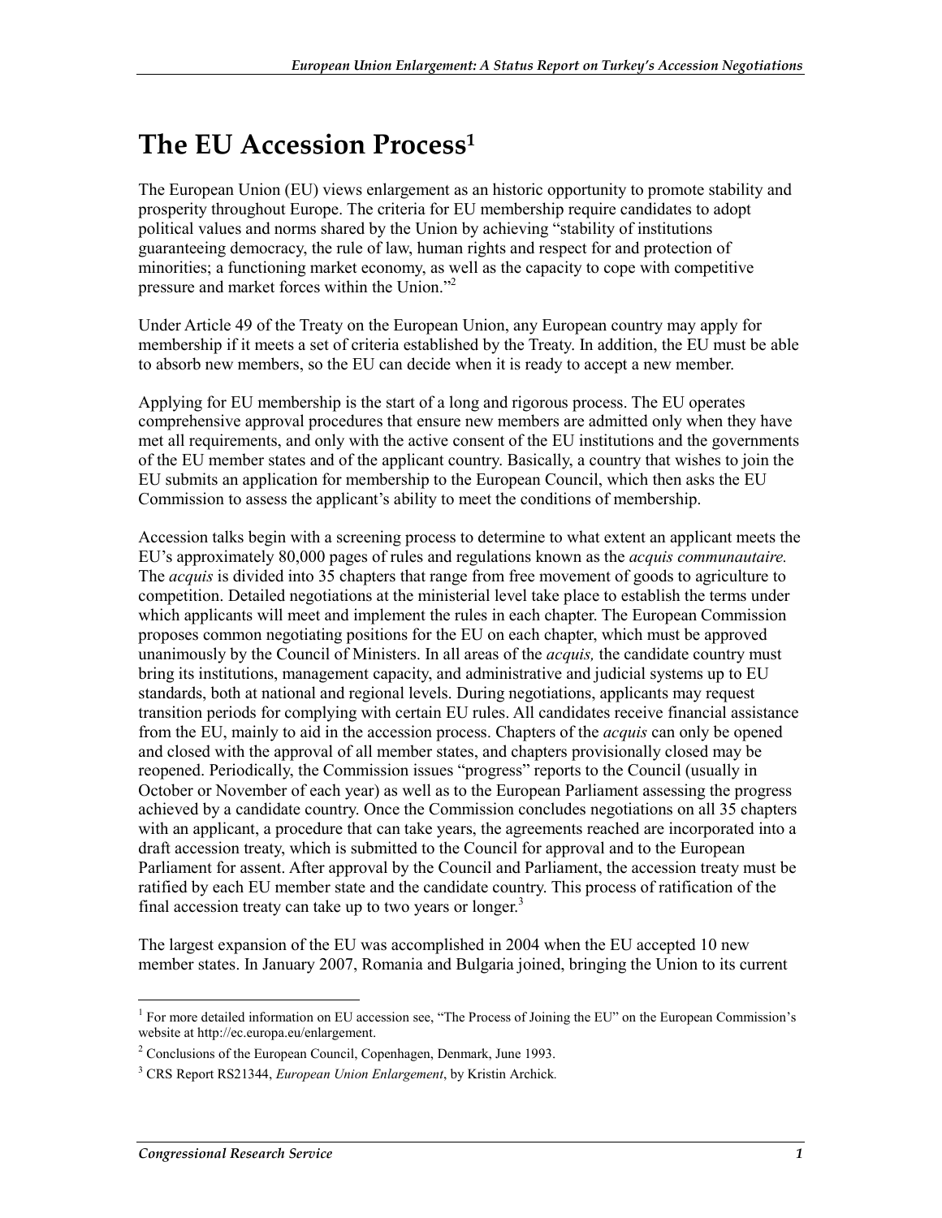# The EU Accession Process[1]

The European Union (EU) views enlargement as an historic opportunity to promote stability and prosperity throughout Europe. The criteria for EU membership require candidates to adopt political values and norms shared by the Union by achieving "stability of institutions guaranteeing democracy, the rule of law, human rights and respect for and protection of minorities; a functioning market economy, as well as the capacity to cope with competitive pressure and market forces within the Union."[2]

Under Article 49 of the Treaty on the European Union, any European country may apply for membership if it meets a set of criteria established by the Treaty. In addition, the EU must be able to absorb new members, so the EU can decide when it is ready to accept a new member.

Applying for EU membership is the start of a long and rigorous process. The EU operates comprehensive approval procedures that ensure new members are admitted only when they have met all requirements, and only with the active consent of the EU institutions and the governments of the EU member states and of the applicant country. Basically, a country that wishes to join the EU submits an application for membership to the European Council, which then asks the EU Commission to assess the applicant's ability to meet the conditions of membership.

Accession talks begin with a screening process to determine to what extent an applicant meets the EU's approximately 80,000 pages of rules and regulations known as the *acquis communautaire.* The *acquis* is divided into 35 chapters that range from free movement of goods to agriculture to competition. Detailed negotiations at the ministerial level take place to establish the terms under which applicants will meet and implement the rules in each chapter. The European Commission proposes common negotiating positions for the EU on each chapter, which must be approved unanimously by the Council of Ministers. In all areas of the *acquis,* the candidate country must bring its institutions, management capacity, and administrative and judicial systems up to EU standards, both at national and regional levels. During negotiations, applicants may request transition periods for complying with certain EU rules. All candidates receive financial assistance from the EU, mainly to aid in the accession process. Chapters of the *acquis* can only be opened and closed with the approval of all member states, and chapters provisionally closed may be reopened. Periodically, the Commission issues "progress" reports to the Council (usually in October or November of each year) as well as to the European Parliament assessing the progress achieved by a candidate country. Once the Commission concludes negotiations on all 35 chapters with an applicant, a procedure that can take years, the agreements reached are incorporated into a draft accession treaty, which is submitted to the Council for approval and to the European Parliament for assent. After approval by the Council and Parliament, the accession treaty must be ratified by each EU member state and the candidate country. This process of ratification of the final accession treaty can take up to two years or longer.[3]

The largest expansion of the EU was accomplished in 2004 when the EU accepted 10 new member states. In January 2007, Romania and Bulgaria joined, bringing the Union to its current

---

[1] For more detailed information on EU accession see, "The Process of Joining the EU" on the European Commission's website at http://ec.europa.eu/enlargement.

[2] Conclusions of the European Council, Copenhagen, Denmark, June 1993.

[3] CRS Report RS21344, *European Union Enlargement*, by Kristin Archick.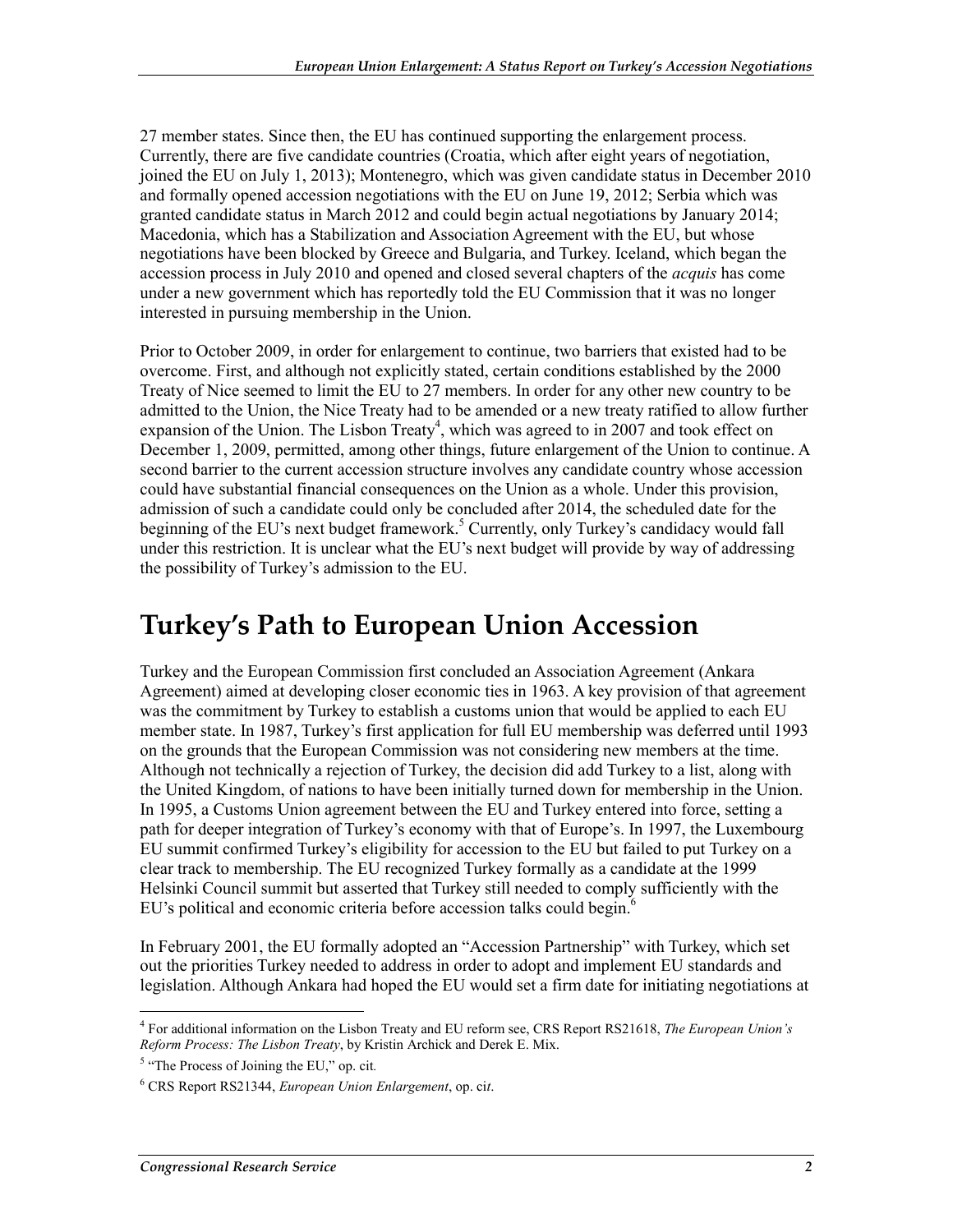27 member states. Since then, the EU has continued supporting the enlargement process. Currently, there are five candidate countries (Croatia, which after eight years of negotiation, joined the EU on July 1, 2013); Montenegro, which was given candidate status in December 2010 and formally opened accession negotiations with the EU on June 19, 2012; Serbia which was granted candidate status in March 2012 and could begin actual negotiations by January 2014; Macedonia, which has a Stabilization and Association Agreement with the EU, but whose negotiations have been blocked by Greece and Bulgaria, and Turkey. Iceland, which began the accession process in July 2010 and opened and closed several chapters of the *acquis* has come under a new government which has reportedly told the EU Commission that it was no longer interested in pursuing membership in the Union.

Prior to October 2009, in order for enlargement to continue, two barriers that existed had to be overcome. First, and although not explicitly stated, certain conditions established by the 2000 Treaty of Nice seemed to limit the EU to 27 members. In order for any other new country to be admitted to the Union, the Nice Treaty had to be amended or a new treaty ratified to allow further expansion of the Union. The Lisbon Treaty[4], which was agreed to in 2007 and took effect on December 1, 2009, permitted, among other things, future enlargement of the Union to continue. A second barrier to the current accession structure involves any candidate country whose accession could have substantial financial consequences on the Union as a whole. Under this provision, admission of such a candidate could only be concluded after 2014, the scheduled date for the beginning of the EU's next budget framework.[5] Currently, only Turkey's candidacy would fall under this restriction. It is unclear what the EU's next budget will provide by way of addressing the possibility of Turkey's admission to the EU.

# Turkey's Path to European Union Accession

Turkey and the European Commission first concluded an Association Agreement (Ankara Agreement) aimed at developing closer economic ties in 1963. A key provision of that agreement was the commitment by Turkey to establish a customs union that would be applied to each EU member state. In 1987, Turkey's first application for full EU membership was deferred until 1993 on the grounds that the European Commission was not considering new members at the time. Although not technically a rejection of Turkey, the decision did add Turkey to a list, along with the United Kingdom, of nations to have been initially turned down for membership in the Union. In 1995, a Customs Union agreement between the EU and Turkey entered into force, setting a path for deeper integration of Turkey's economy with that of Europe's. In 1997, the Luxembourg EU summit confirmed Turkey's eligibility for accession to the EU but failed to put Turkey on a clear track to membership. The EU recognized Turkey formally as a candidate at the 1999 Helsinki Council summit but asserted that Turkey still needed to comply sufficiently with the EU's political and economic criteria before accession talks could begin.[6]

In February 2001, the EU formally adopted an "Accession Partnership" with Turkey, which set out the priorities Turkey needed to address in order to adopt and implement EU standards and legislation. Although Ankara had hoped the EU would set a firm date for initiating negotiations at

---

[4] For additional information on the Lisbon Treaty and EU reform see, CRS Report RS21618, *The European Union's Reform Process: The Lisbon Treaty*, by Kristin Archick and Derek E. Mix.

[5] "The Process of Joining the EU," op. cit.

[6] CRS Report RS21344, *European Union Enlargement*, op. cit.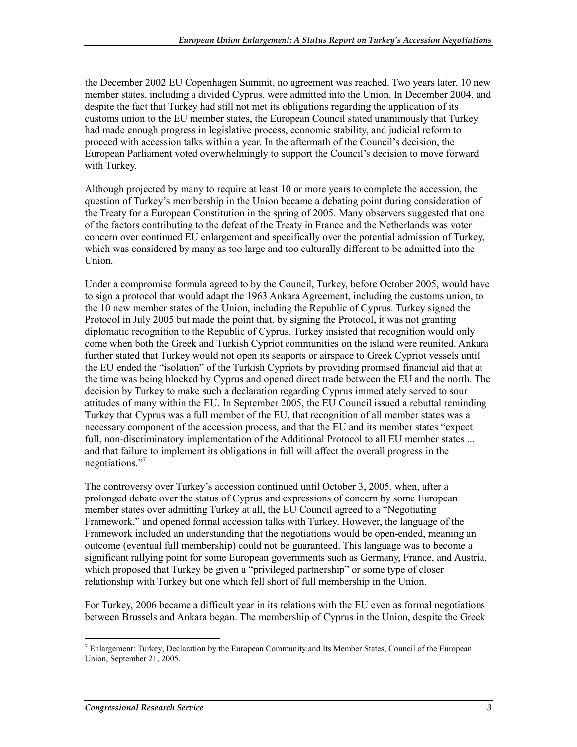the December 2002 EU Copenhagen Summit, no agreement was reached. Two years later, 10 new member states, including a divided Cyprus, were admitted into the Union. In December 2004, and despite the fact that Turkey had still not met its obligations regarding the application of its customs union to the EU member states, the European Council stated unanimously that Turkey had made enough progress in legislative process, economic stability, and judicial reform to proceed with accession talks within a year. In the aftermath of the Council's decision, the European Parliament voted overwhelmingly to support the Council's decision to move forward with Turkey.

Although projected by many to require at least 10 or more years to complete the accession, the question of Turkey's membership in the Union became a debating point during consideration of the Treaty for a European Constitution in the spring of 2005. Many observers suggested that one of the factors contributing to the defeat of the Treaty in France and the Netherlands was voter concern over continued EU enlargement and specifically over the potential admission of Turkey, which was considered by many as too large and too culturally different to be admitted into the Union.

Under a compromise formula agreed to by the Council, Turkey, before October 2005, would have to sign a protocol that would adapt the 1963 Ankara Agreement, including the customs union, to the 10 new member states of the Union, including the Republic of Cyprus. Turkey signed the Protocol in July 2005 but made the point that, by signing the Protocol, it was not granting diplomatic recognition to the Republic of Cyprus. Turkey insisted that recognition would only come when both the Greek and Turkish Cypriot communities on the island were reunited. Ankara further stated that Turkey would not open its seaports or airspace to Greek Cypriot vessels until the EU ended the "isolation" of the Turkish Cypriots by providing promised financial aid that at the time was being blocked by Cyprus and opened direct trade between the EU and the north. The decision by Turkey to make such a declaration regarding Cyprus immediately served to sour attitudes of many within the EU. In September 2005, the EU Council issued a rebuttal reminding Turkey that Cyprus was a full member of the EU, that recognition of all member states was a necessary component of the accession process, and that the EU and its member states "expect full, non-discriminatory implementation of the Additional Protocol to all EU member states ... and that failure to implement its obligations in full will affect the overall progress in the negotiations."[7]

The controversy over Turkey's accession continued until October 3, 2005, when, after a prolonged debate over the status of Cyprus and expressions of concern by some European member states over admitting Turkey at all, the EU Council agreed to a "Negotiating Framework," and opened formal accession talks with Turkey. However, the language of the Framework included an understanding that the negotiations would be open-ended, meaning an outcome (eventual full membership) could not be guaranteed. This language was to become a significant rallying point for some European governments such as Germany, France, and Austria, which proposed that Turkey be given a "privileged partnership" or some type of closer relationship with Turkey but one which fell short of full membership in the Union.

For Turkey, 2006 became a difficult year in its relations with the EU even as formal negotiations between Brussels and Ankara began. The membership of Cyprus in the Union, despite the Greek

[7] Enlargement: Turkey, Declaration by the European Community and Its Member States, Council of the European Union, September 21, 2005.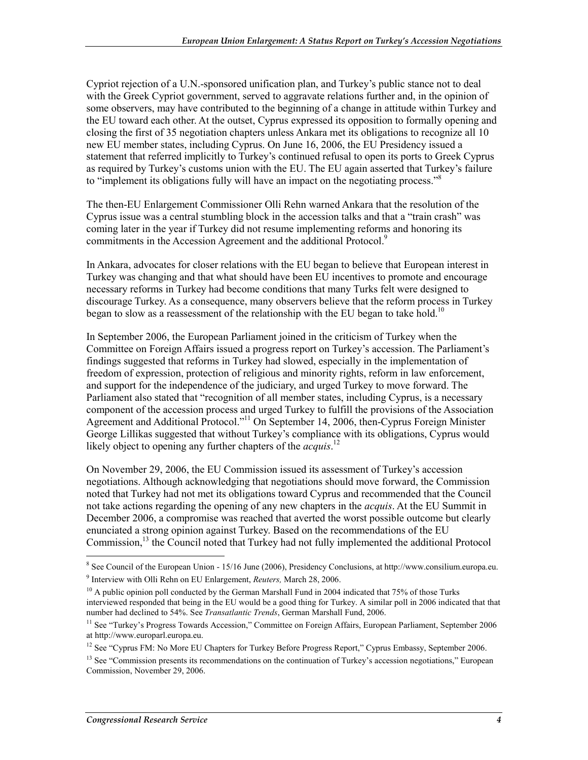Cypriot rejection of a U.N.-sponsored unification plan, and Turkey's public stance not to deal with the Greek Cypriot government, served to aggravate relations further and, in the opinion of some observers, may have contributed to the beginning of a change in attitude within Turkey and the EU toward each other. At the outset, Cyprus expressed its opposition to formally opening and closing the first of 35 negotiation chapters unless Ankara met its obligations to recognize all 10 new EU member states, including Cyprus. On June 16, 2006, the EU Presidency issued a statement that referred implicitly to Turkey's continued refusal to open its ports to Greek Cyprus as required by Turkey's customs union with the EU. The EU again asserted that Turkey's failure to "implement its obligations fully will have an impact on the negotiating process."[8]

The then-EU Enlargement Commissioner Olli Rehn warned Ankara that the resolution of the Cyprus issue was a central stumbling block in the accession talks and that a "train crash" was coming later in the year if Turkey did not resume implementing reforms and honoring its commitments in the Accession Agreement and the additional Protocol.[9]

In Ankara, advocates for closer relations with the EU began to believe that European interest in Turkey was changing and that what should have been EU incentives to promote and encourage necessary reforms in Turkey had become conditions that many Turks felt were designed to discourage Turkey. As a consequence, many observers believe that the reform process in Turkey began to slow as a reassessment of the relationship with the EU began to take hold.[10]

In September 2006, the European Parliament joined in the criticism of Turkey when the Committee on Foreign Affairs issued a progress report on Turkey's accession. The Parliament's findings suggested that reforms in Turkey had slowed, especially in the implementation of freedom of expression, protection of religious and minority rights, reform in law enforcement, and support for the independence of the judiciary, and urged Turkey to move forward. The Parliament also stated that "recognition of all member states, including Cyprus, is a necessary component of the accession process and urged Turkey to fulfill the provisions of the Association Agreement and Additional Protocol."[11] On September 14, 2006, then-Cyprus Foreign Minister George Lillikas suggested that without Turkey's compliance with its obligations, Cyprus would likely object to opening any further chapters of the *acquis*.[12]

On November 29, 2006, the EU Commission issued its assessment of Turkey's accession negotiations. Although acknowledging that negotiations should move forward, the Commission noted that Turkey had not met its obligations toward Cyprus and recommended that the Council not take actions regarding the opening of any new chapters in the *acquis*. At the EU Summit in December 2006, a compromise was reached that averted the worst possible outcome but clearly enunciated a strong opinion against Turkey. Based on the recommendations of the EU Commission,[13] the Council noted that Turkey had not fully implemented the additional Protocol

---

[8] See Council of the European Union - 15/16 June (2006), Presidency Conclusions, at http://www.consilium.europa.eu.

[9] Interview with Olli Rehn on EU Enlargement, *Reuters,* March 28, 2006.

[10] A public opinion poll conducted by the German Marshall Fund in 2004 indicated that 75% of those Turks interviewed responded that being in the EU would be a good thing for Turkey. A similar poll in 2006 indicated that that number had declined to 54%. See *Transatlantic Trends*, German Marshall Fund, 2006.

[11] See "Turkey's Progress Towards Accession," Committee on Foreign Affairs, European Parliament, September 2006 at http://www.europarl.europa.eu.

[12] See "Cyprus FM: No More EU Chapters for Turkey Before Progress Report," Cyprus Embassy, September 2006.

[13] See "Commission presents its recommendations on the continuation of Turkey's accession negotiations," European Commission, November 29, 2006.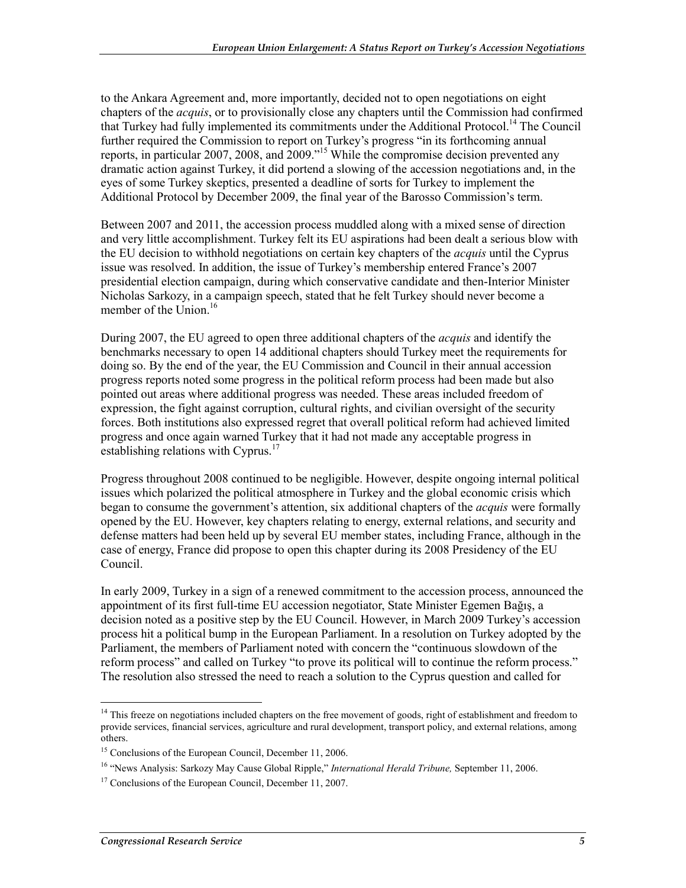to the Ankara Agreement and, more importantly, decided not to open negotiations on eight chapters of the *acquis*, or to provisionally close any chapters until the Commission had confirmed that Turkey had fully implemented its commitments under the Additional Protocol.[14] The Council further required the Commission to report on Turkey's progress "in its forthcoming annual reports, in particular 2007, 2008, and 2009."[15] While the compromise decision prevented any dramatic action against Turkey, it did portend a slowing of the accession negotiations and, in the eyes of some Turkey skeptics, presented a deadline of sorts for Turkey to implement the Additional Protocol by December 2009, the final year of the Barosso Commission's term.

Between 2007 and 2011, the accession process muddled along with a mixed sense of direction and very little accomplishment. Turkey felt its EU aspirations had been dealt a serious blow with the EU decision to withhold negotiations on certain key chapters of the *acquis* until the Cyprus issue was resolved. In addition, the issue of Turkey's membership entered France's 2007 presidential election campaign, during which conservative candidate and then-Interior Minister Nicholas Sarkozy, in a campaign speech, stated that he felt Turkey should never become a member of the Union.[16]

During 2007, the EU agreed to open three additional chapters of the *acquis* and identify the benchmarks necessary to open 14 additional chapters should Turkey meet the requirements for doing so. By the end of the year, the EU Commission and Council in their annual accession progress reports noted some progress in the political reform process had been made but also pointed out areas where additional progress was needed. These areas included freedom of expression, the fight against corruption, cultural rights, and civilian oversight of the security forces. Both institutions also expressed regret that overall political reform had achieved limited progress and once again warned Turkey that it had not made any acceptable progress in establishing relations with Cyprus.[17]

Progress throughout 2008 continued to be negligible. However, despite ongoing internal political issues which polarized the political atmosphere in Turkey and the global economic crisis which began to consume the government's attention, six additional chapters of the *acquis* were formally opened by the EU. However, key chapters relating to energy, external relations, and security and defense matters had been held up by several EU member states, including France, although in the case of energy, France did propose to open this chapter during its 2008 Presidency of the EU Council.

In early 2009, Turkey in a sign of a renewed commitment to the accession process, announced the appointment of its first full-time EU accession negotiator, State Minister Egemen Bağış, a decision noted as a positive step by the EU Council. However, in March 2009 Turkey's accession process hit a political bump in the European Parliament. In a resolution on Turkey adopted by the Parliament, the members of Parliament noted with concern the "continuous slowdown of the reform process" and called on Turkey "to prove its political will to continue the reform process." The resolution also stressed the need to reach a solution to the Cyprus question and called for

---

[14] This freeze on negotiations included chapters on the free movement of goods, right of establishment and freedom to provide services, financial services, agriculture and rural development, transport policy, and external relations, among others.

[15] Conclusions of the European Council, December 11, 2006.

[16] "News Analysis: Sarkozy May Cause Global Ripple," *International Herald Tribune,* September 11, 2006.

[17] Conclusions of the European Council, December 11, 2007.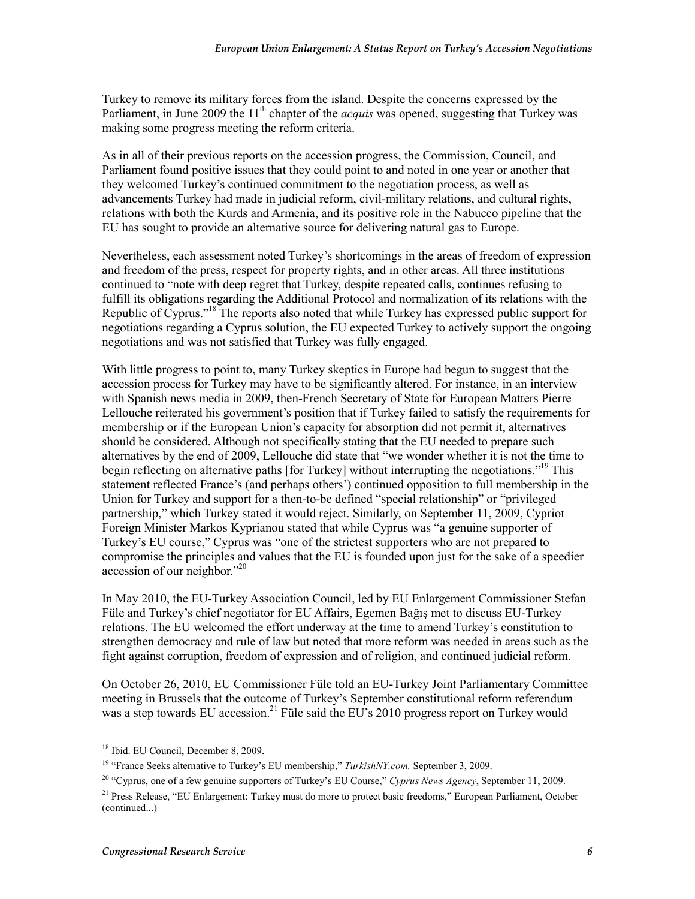Turkey to remove its military forces from the island. Despite the concerns expressed by the Parliament, in June 2009 the 11th chapter of the *acquis* was opened, suggesting that Turkey was making some progress meeting the reform criteria.

As in all of their previous reports on the accession progress, the Commission, Council, and Parliament found positive issues that they could point to and noted in one year or another that they welcomed Turkey's continued commitment to the negotiation process, as well as advancements Turkey had made in judicial reform, civil-military relations, and cultural rights, relations with both the Kurds and Armenia, and its positive role in the Nabucco pipeline that the EU has sought to provide an alternative source for delivering natural gas to Europe.

Nevertheless, each assessment noted Turkey's shortcomings in the areas of freedom of expression and freedom of the press, respect for property rights, and in other areas. All three institutions continued to "note with deep regret that Turkey, despite repeated calls, continues refusing to fulfill its obligations regarding the Additional Protocol and normalization of its relations with the Republic of Cyprus."[18] The reports also noted that while Turkey has expressed public support for negotiations regarding a Cyprus solution, the EU expected Turkey to actively support the ongoing negotiations and was not satisfied that Turkey was fully engaged.

With little progress to point to, many Turkey skeptics in Europe had begun to suggest that the accession process for Turkey may have to be significantly altered. For instance, in an interview with Spanish news media in 2009, then-French Secretary of State for European Matters Pierre Lellouche reiterated his government's position that if Turkey failed to satisfy the requirements for membership or if the European Union's capacity for absorption did not permit it, alternatives should be considered. Although not specifically stating that the EU needed to prepare such alternatives by the end of 2009, Lellouche did state that "we wonder whether it is not the time to begin reflecting on alternative paths [for Turkey] without interrupting the negotiations."[19] This statement reflected France's (and perhaps others') continued opposition to full membership in the Union for Turkey and support for a then-to-be defined "special relationship" or "privileged partnership," which Turkey stated it would reject. Similarly, on September 11, 2009, Cypriot Foreign Minister Markos Kyprianou stated that while Cyprus was "a genuine supporter of Turkey's EU course," Cyprus was "one of the strictest supporters who are not prepared to compromise the principles and values that the EU is founded upon just for the sake of a speedier accession of our neighbor."[20]

In May 2010, the EU-Turkey Association Council, led by EU Enlargement Commissioner Stefan Füle and Turkey's chief negotiator for EU Affairs, Egemen Bağış met to discuss EU-Turkey relations. The EU welcomed the effort underway at the time to amend Turkey's constitution to strengthen democracy and rule of law but noted that more reform was needed in areas such as the fight against corruption, freedom of expression and of religion, and continued judicial reform.

On October 26, 2010, EU Commissioner Füle told an EU-Turkey Joint Parliamentary Committee meeting in Brussels that the outcome of Turkey's September constitutional reform referendum was a step towards EU accession.[21] Füle said the EU's 2010 progress report on Turkey would

---

[18] Ibid. EU Council, December 8, 2009.

[19] "France Seeks alternative to Turkey's EU membership," *TurkishNY.com,* September 3, 2009.

[20] "Cyprus, one of a few genuine supporters of Turkey's EU Course," *Cyprus News Agency*, September 11, 2009.

[21] Press Release, "EU Enlargement: Turkey must do more to protect basic freedoms," European Parliament, October (continued...)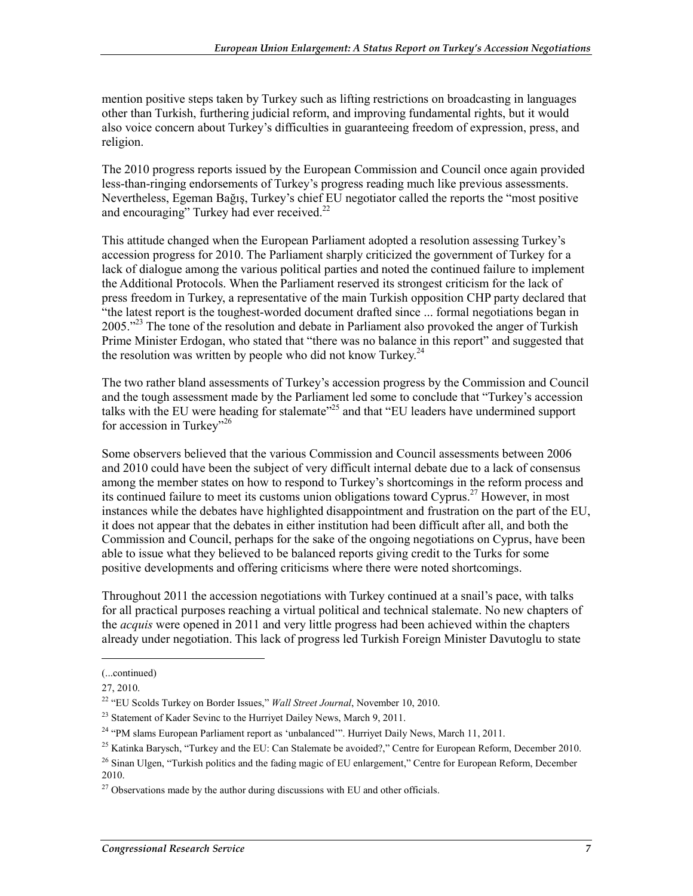mention positive steps taken by Turkey such as lifting restrictions on broadcasting in languages other than Turkish, furthering judicial reform, and improving fundamental rights, but it would also voice concern about Turkey's difficulties in guaranteeing freedom of expression, press, and religion.

The 2010 progress reports issued by the European Commission and Council once again provided less-than-ringing endorsements of Turkey's progress reading much like previous assessments. Nevertheless, Egeman Bağış, Turkey's chief EU negotiator called the reports the "most positive and encouraging" Turkey had ever received.[22]

This attitude changed when the European Parliament adopted a resolution assessing Turkey's accession progress for 2010. The Parliament sharply criticized the government of Turkey for a lack of dialogue among the various political parties and noted the continued failure to implement the Additional Protocols. When the Parliament reserved its strongest criticism for the lack of press freedom in Turkey, a representative of the main Turkish opposition CHP party declared that "the latest report is the toughest-worded document drafted since ... formal negotiations began in 2005."[23] The tone of the resolution and debate in Parliament also provoked the anger of Turkish Prime Minister Erdogan, who stated that "there was no balance in this report" and suggested that the resolution was written by people who did not know Turkey.[24]

The two rather bland assessments of Turkey's accession progress by the Commission and Council and the tough assessment made by the Parliament led some to conclude that "Turkey's accession talks with the EU were heading for stalemate"[25] and that "EU leaders have undermined support for accession in Turkey"[26]

Some observers believed that the various Commission and Council assessments between 2006 and 2010 could have been the subject of very difficult internal debate due to a lack of consensus among the member states on how to respond to Turkey's shortcomings in the reform process and its continued failure to meet its customs union obligations toward Cyprus.[27] However, in most instances while the debates have highlighted disappointment and frustration on the part of the EU, it does not appear that the debates in either institution had been difficult after all, and both the Commission and Council, perhaps for the sake of the ongoing negotiations on Cyprus, have been able to issue what they believed to be balanced reports giving credit to the Turks for some positive developments and offering criticisms where there were noted shortcomings.

Throughout 2011 the accession negotiations with Turkey continued at a snail's pace, with talks for all practical purposes reaching a virtual political and technical stalemate. No new chapters of the *acquis* were opened in 2011 and very little progress had been achieved within the chapters already under negotiation. This lack of progress led Turkish Foreign Minister Davutoglu to state

---

(...continued)

27, 2010.

[22] "EU Scolds Turkey on Border Issues," *Wall Street Journal*, November 10, 2010.

[23] Statement of Kader Sevinc to the Hurriyet Dailey News, March 9, 2011.

[24] "PM slams European Parliament report as 'unbalanced'". Hurriyet Daily News, March 11, 2011.

[25] Katinka Barysch, "Turkey and the EU: Can Stalemate be avoided?," Centre for European Reform, December 2010.

[26] Sinan Ulgen, "Turkish politics and the fading magic of EU enlargement," Centre for European Reform, December 2010.

[27] Observations made by the author during discussions with EU and other officials.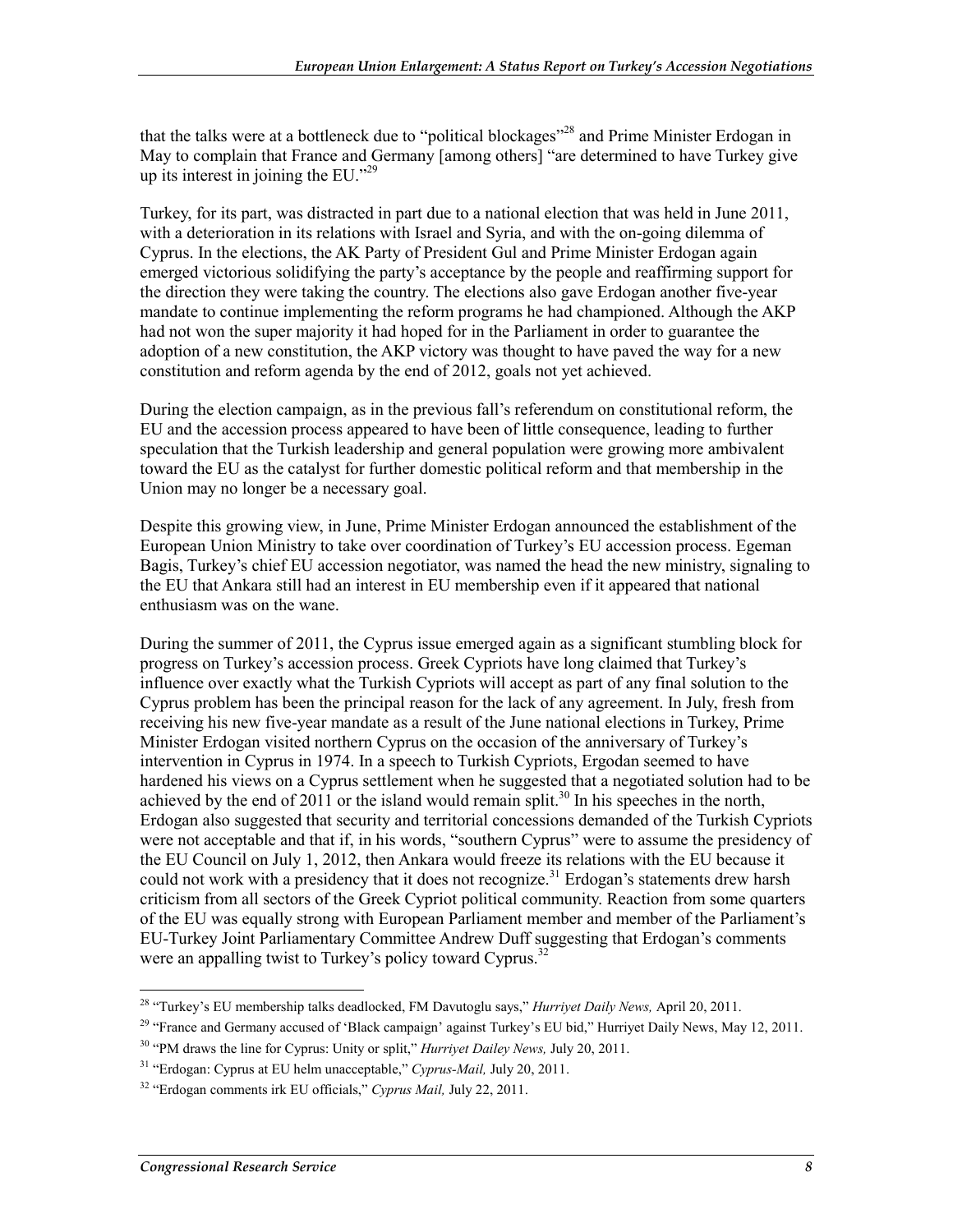that the talks were at a bottleneck due to "political blockages"[28] and Prime Minister Erdogan in May to complain that France and Germany [among others] "are determined to have Turkey give up its interest in joining the EU."[29]

Turkey, for its part, was distracted in part due to a national election that was held in June 2011, with a deterioration in its relations with Israel and Syria, and with the on-going dilemma of Cyprus. In the elections, the AK Party of President Gul and Prime Minister Erdogan again emerged victorious solidifying the party's acceptance by the people and reaffirming support for the direction they were taking the country. The elections also gave Erdogan another five-year mandate to continue implementing the reform programs he had championed. Although the AKP had not won the super majority it had hoped for in the Parliament in order to guarantee the adoption of a new constitution, the AKP victory was thought to have paved the way for a new constitution and reform agenda by the end of 2012, goals not yet achieved.

During the election campaign, as in the previous fall's referendum on constitutional reform, the EU and the accession process appeared to have been of little consequence, leading to further speculation that the Turkish leadership and general population were growing more ambivalent toward the EU as the catalyst for further domestic political reform and that membership in the Union may no longer be a necessary goal.

Despite this growing view, in June, Prime Minister Erdogan announced the establishment of the European Union Ministry to take over coordination of Turkey's EU accession process. Egeman Bagis, Turkey's chief EU accession negotiator, was named the head the new ministry, signaling to the EU that Ankara still had an interest in EU membership even if it appeared that national enthusiasm was on the wane.

During the summer of 2011, the Cyprus issue emerged again as a significant stumbling block for progress on Turkey's accession process. Greek Cypriots have long claimed that Turkey's influence over exactly what the Turkish Cypriots will accept as part of any final solution to the Cyprus problem has been the principal reason for the lack of any agreement. In July, fresh from receiving his new five-year mandate as a result of the June national elections in Turkey, Prime Minister Erdogan visited northern Cyprus on the occasion of the anniversary of Turkey's intervention in Cyprus in 1974. In a speech to Turkish Cypriots, Ergodan seemed to have hardened his views on a Cyprus settlement when he suggested that a negotiated solution had to be achieved by the end of 2011 or the island would remain split.[30] In his speeches in the north, Erdogan also suggested that security and territorial concessions demanded of the Turkish Cypriots were not acceptable and that if, in his words, "southern Cyprus" were to assume the presidency of the EU Council on July 1, 2012, then Ankara would freeze its relations with the EU because it could not work with a presidency that it does not recognize.[31] Erdogan's statements drew harsh criticism from all sectors of the Greek Cypriot political community. Reaction from some quarters of the EU was equally strong with European Parliament member and member of the Parliament's EU-Turkey Joint Parliamentary Committee Andrew Duff suggesting that Erdogan's comments were an appalling twist to Turkey's policy toward Cyprus.[32]

---

[28] "Turkey's EU membership talks deadlocked, FM Davutoglu says," *Hurriyet Daily News,* April 20, 2011.

[29] "France and Germany accused of 'Black campaign' against Turkey's EU bid," Hurriyet Daily News, May 12, 2011.

[30] "PM draws the line for Cyprus: Unity or split," *Hurriyet Dailey News,* July 20, 2011.

[31] "Erdogan: Cyprus at EU helm unacceptable," *Cyprus-Mail,* July 20, 2011.

[32] "Erdogan comments irk EU officials," *Cyprus Mail,* July 22, 2011.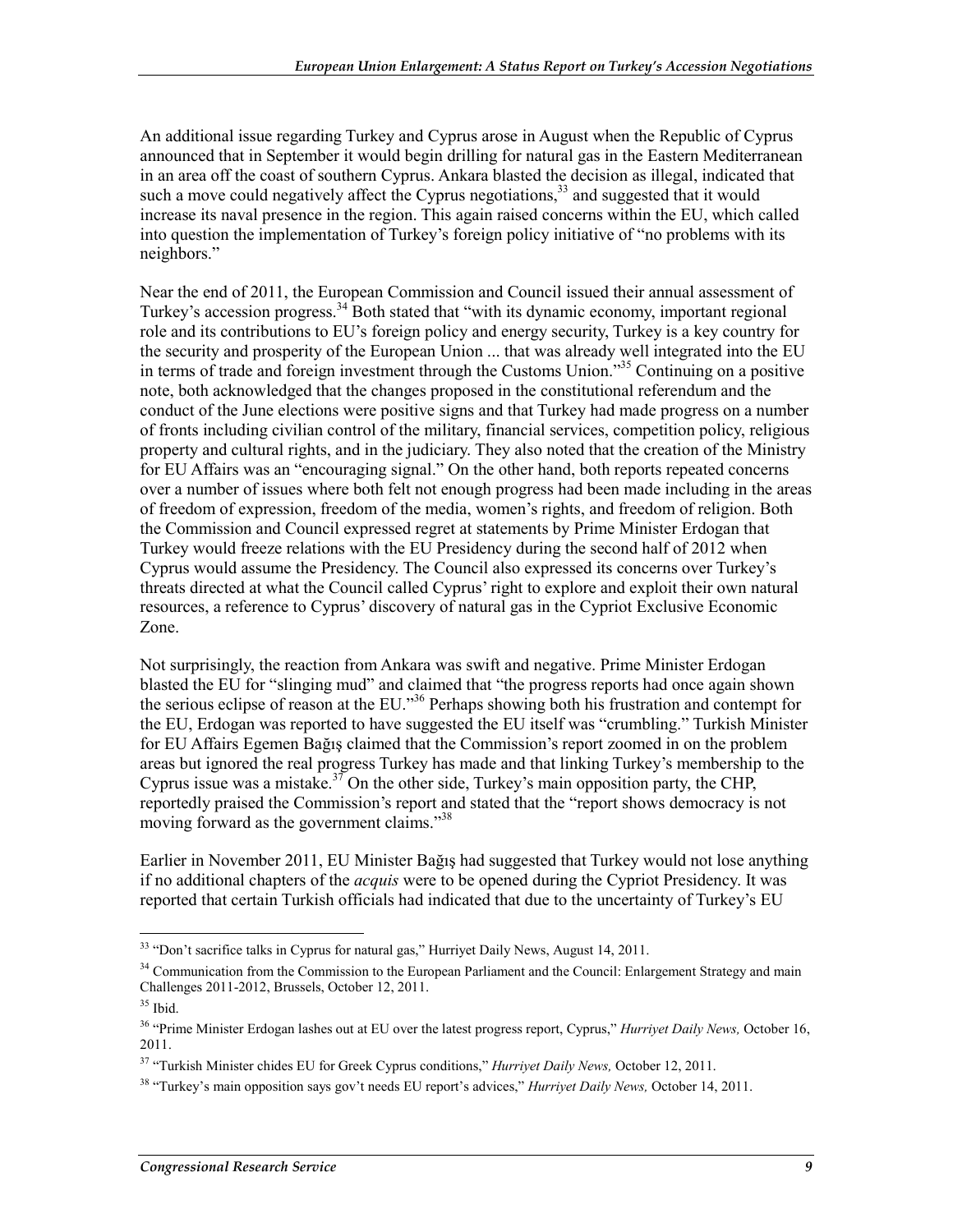An additional issue regarding Turkey and Cyprus arose in August when the Republic of Cyprus announced that in September it would begin drilling for natural gas in the Eastern Mediterranean in an area off the coast of southern Cyprus. Ankara blasted the decision as illegal, indicated that such a move could negatively affect the Cyprus negotiations,[33] and suggested that it would increase its naval presence in the region. This again raised concerns within the EU, which called into question the implementation of Turkey's foreign policy initiative of "no problems with its neighbors."

Near the end of 2011, the European Commission and Council issued their annual assessment of Turkey's accession progress.[34] Both stated that "with its dynamic economy, important regional role and its contributions to EU's foreign policy and energy security, Turkey is a key country for the security and prosperity of the European Union ... that was already well integrated into the EU in terms of trade and foreign investment through the Customs Union."[35] Continuing on a positive note, both acknowledged that the changes proposed in the constitutional referendum and the conduct of the June elections were positive signs and that Turkey had made progress on a number of fronts including civilian control of the military, financial services, competition policy, religious property and cultural rights, and in the judiciary. They also noted that the creation of the Ministry for EU Affairs was an "encouraging signal." On the other hand, both reports repeated concerns over a number of issues where both felt not enough progress had been made including in the areas of freedom of expression, freedom of the media, women's rights, and freedom of religion. Both the Commission and Council expressed regret at statements by Prime Minister Erdogan that Turkey would freeze relations with the EU Presidency during the second half of 2012 when Cyprus would assume the Presidency. The Council also expressed its concerns over Turkey's threats directed at what the Council called Cyprus' right to explore and exploit their own natural resources, a reference to Cyprus' discovery of natural gas in the Cypriot Exclusive Economic Zone.

Not surprisingly, the reaction from Ankara was swift and negative. Prime Minister Erdogan blasted the EU for "slinging mud" and claimed that "the progress reports had once again shown the serious eclipse of reason at the EU."[36] Perhaps showing both his frustration and contempt for the EU, Erdogan was reported to have suggested the EU itself was "crumbling." Turkish Minister for EU Affairs Egemen Bağış claimed that the Commission's report zoomed in on the problem areas but ignored the real progress Turkey has made and that linking Turkey's membership to the Cyprus issue was a mistake.[37] On the other side, Turkey's main opposition party, the CHP, reportedly praised the Commission's report and stated that the "report shows democracy is not moving forward as the government claims."[38]

Earlier in November 2011, EU Minister Bağış had suggested that Turkey would not lose anything if no additional chapters of the *acquis* were to be opened during the Cypriot Presidency. It was reported that certain Turkish officials had indicated that due to the uncertainty of Turkey's EU

[33] "Don't sacrifice talks in Cyprus for natural gas," Hurriyet Daily News, August 14, 2011.

[34] Communication from the Commission to the European Parliament and the Council: Enlargement Strategy and main Challenges 2011-2012, Brussels, October 12, 2011.

[35] Ibid.

[36] "Prime Minister Erdogan lashes out at EU over the latest progress report, Cyprus," *Hurriyet Daily News,* October 16, 2011.

[37] "Turkish Minister chides EU for Greek Cyprus conditions," *Hurriyet Daily News,* October 12, 2011.

[38] "Turkey's main opposition says gov't needs EU report's advices," *Hurriyet Daily News,* October 14, 2011.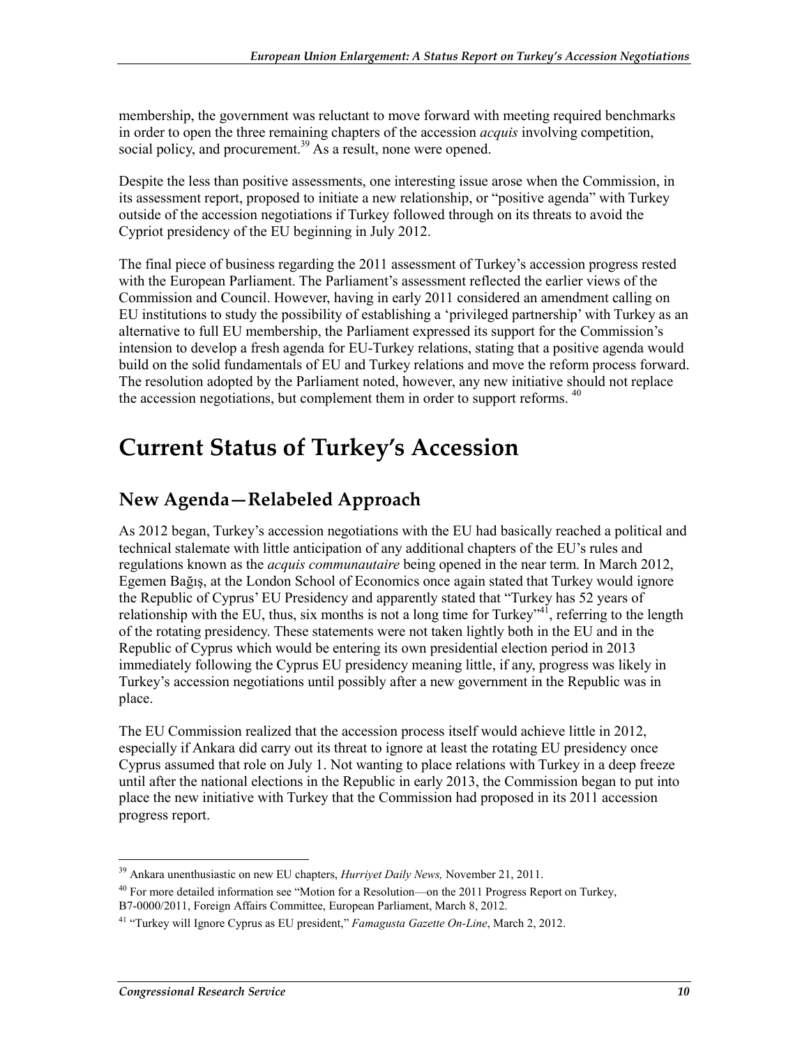membership, the government was reluctant to move forward with meeting required benchmarks in order to open the three remaining chapters of the accession *acquis* involving competition, social policy, and procurement.[39] As a result, none were opened.

Despite the less than positive assessments, one interesting issue arose when the Commission, in its assessment report, proposed to initiate a new relationship, or "positive agenda" with Turkey outside of the accession negotiations if Turkey followed through on its threats to avoid the Cypriot presidency of the EU beginning in July 2012.

The final piece of business regarding the 2011 assessment of Turkey's accession progress rested with the European Parliament. The Parliament's assessment reflected the earlier views of the Commission and Council. However, having in early 2011 considered an amendment calling on EU institutions to study the possibility of establishing a 'privileged partnership' with Turkey as an alternative to full EU membership, the Parliament expressed its support for the Commission's intension to develop a fresh agenda for EU-Turkey relations, stating that a positive agenda would build on the solid fundamentals of EU and Turkey relations and move the reform process forward. The resolution adopted by the Parliament noted, however, any new initiative should not replace the accession negotiations, but complement them in order to support reforms.[40]

# Current Status of Turkey's Accession

## New Agenda—Relabeled Approach

As 2012 began, Turkey's accession negotiations with the EU had basically reached a political and technical stalemate with little anticipation of any additional chapters of the EU's rules and regulations known as the *acquis communautaire* being opened in the near term. In March 2012, Egemen Bağış, at the London School of Economics once again stated that Turkey would ignore the Republic of Cyprus' EU Presidency and apparently stated that "Turkey has 52 years of relationship with the EU, thus, six months is not a long time for Turkey"[41], referring to the length of the rotating presidency. These statements were not taken lightly both in the EU and in the Republic of Cyprus which would be entering its own presidential election period in 2013 immediately following the Cyprus EU presidency meaning little, if any, progress was likely in Turkey's accession negotiations until possibly after a new government in the Republic was in place.

The EU Commission realized that the accession process itself would achieve little in 2012, especially if Ankara did carry out its threat to ignore at least the rotating EU presidency once Cyprus assumed that role on July 1. Not wanting to place relations with Turkey in a deep freeze until after the national elections in the Republic in early 2013, the Commission began to put into place the new initiative with Turkey that the Commission had proposed in its 2011 accession progress report.

---

[39] Ankara unenthusiastic on new EU chapters, *Hurriyet Daily News,* November 21, 2011.

[40] For more detailed information see "Motion for a Resolution—on the 2011 Progress Report on Turkey, B7-0000/2011, Foreign Affairs Committee, European Parliament, March 8, 2012.

[41] "Turkey will Ignore Cyprus as EU president," *Famagusta Gazette On-Line*, March 2, 2012.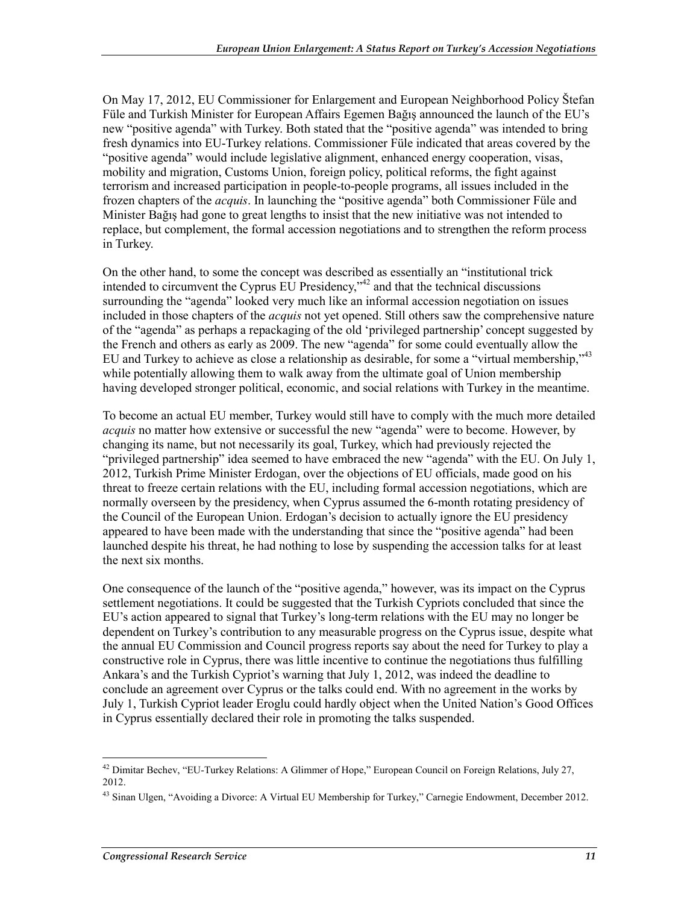On May 17, 2012, EU Commissioner for Enlargement and European Neighborhood Policy Štefan Füle and Turkish Minister for European Affairs Egemen Bağış announced the launch of the EU's new "positive agenda" with Turkey. Both stated that the "positive agenda" was intended to bring fresh dynamics into EU-Turkey relations. Commissioner Füle indicated that areas covered by the "positive agenda" would include legislative alignment, enhanced energy cooperation, visas, mobility and migration, Customs Union, foreign policy, political reforms, the fight against terrorism and increased participation in people-to-people programs, all issues included in the frozen chapters of the *acquis*. In launching the "positive agenda" both Commissioner Füle and Minister Bağış had gone to great lengths to insist that the new initiative was not intended to replace, but complement, the formal accession negotiations and to strengthen the reform process in Turkey.

On the other hand, to some the concept was described as essentially an "institutional trick intended to circumvent the Cyprus EU Presidency,"[42] and that the technical discussions surrounding the "agenda" looked very much like an informal accession negotiation on issues included in those chapters of the *acquis* not yet opened. Still others saw the comprehensive nature of the "agenda" as perhaps a repackaging of the old 'privileged partnership' concept suggested by the French and others as early as 2009. The new "agenda" for some could eventually allow the EU and Turkey to achieve as close a relationship as desirable, for some a "virtual membership,"[43] while potentially allowing them to walk away from the ultimate goal of Union membership having developed stronger political, economic, and social relations with Turkey in the meantime.

To become an actual EU member, Turkey would still have to comply with the much more detailed *acquis* no matter how extensive or successful the new "agenda" were to become. However, by changing its name, but not necessarily its goal, Turkey, which had previously rejected the "privileged partnership" idea seemed to have embraced the new "agenda" with the EU. On July 1, 2012, Turkish Prime Minister Erdogan, over the objections of EU officials, made good on his threat to freeze certain relations with the EU, including formal accession negotiations, which are normally overseen by the presidency, when Cyprus assumed the 6-month rotating presidency of the Council of the European Union. Erdogan's decision to actually ignore the EU presidency appeared to have been made with the understanding that since the "positive agenda" had been launched despite his threat, he had nothing to lose by suspending the accession talks for at least the next six months.

One consequence of the launch of the "positive agenda," however, was its impact on the Cyprus settlement negotiations. It could be suggested that the Turkish Cypriots concluded that since the EU's action appeared to signal that Turkey's long-term relations with the EU may no longer be dependent on Turkey's contribution to any measurable progress on the Cyprus issue, despite what the annual EU Commission and Council progress reports say about the need for Turkey to play a constructive role in Cyprus, there was little incentive to continue the negotiations thus fulfilling Ankara's and the Turkish Cypriot's warning that July 1, 2012, was indeed the deadline to conclude an agreement over Cyprus or the talks could end. With no agreement in the works by July 1, Turkish Cypriot leader Eroglu could hardly object when the United Nation's Good Offices in Cyprus essentially declared their role in promoting the talks suspended.

---

[42] Dimitar Bechev, "EU-Turkey Relations: A Glimmer of Hope," European Council on Foreign Relations, July 27, 2012.

[43] Sinan Ulgen, "Avoiding a Divorce: A Virtual EU Membership for Turkey," Carnegie Endowment, December 2012.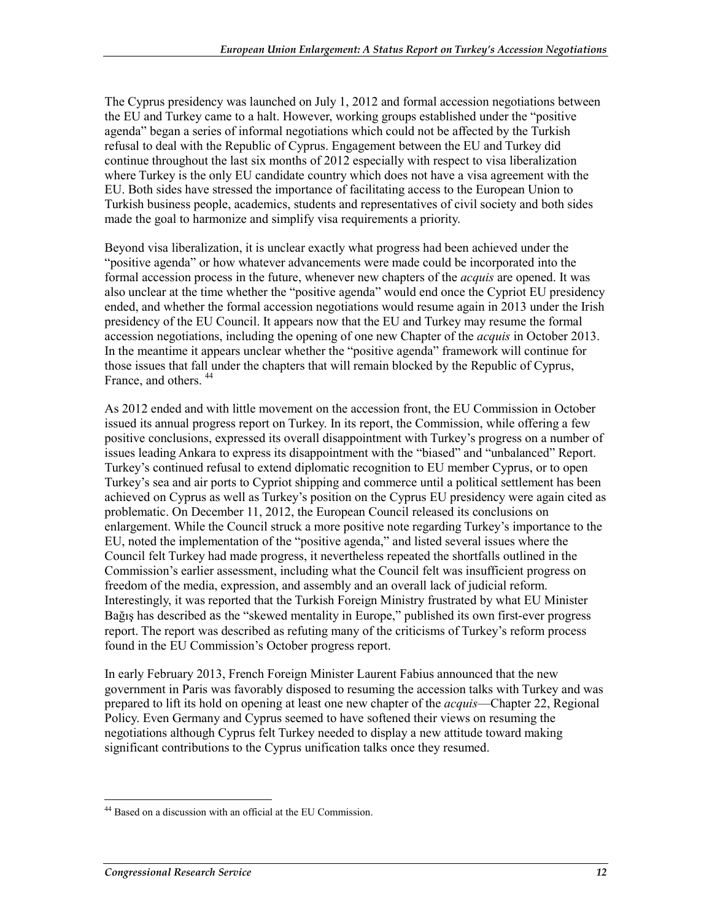The Cyprus presidency was launched on July 1, 2012 and formal accession negotiations between the EU and Turkey came to a halt. However, working groups established under the "positive agenda" began a series of informal negotiations which could not be affected by the Turkish refusal to deal with the Republic of Cyprus. Engagement between the EU and Turkey did continue throughout the last six months of 2012 especially with respect to visa liberalization where Turkey is the only EU candidate country which does not have a visa agreement with the EU. Both sides have stressed the importance of facilitating access to the European Union to Turkish business people, academics, students and representatives of civil society and both sides made the goal to harmonize and simplify visa requirements a priority.

Beyond visa liberalization, it is unclear exactly what progress had been achieved under the "positive agenda" or how whatever advancements were made could be incorporated into the formal accession process in the future, whenever new chapters of the *acquis* are opened. It was also unclear at the time whether the "positive agenda" would end once the Cypriot EU presidency ended, and whether the formal accession negotiations would resume again in 2013 under the Irish presidency of the EU Council. It appears now that the EU and Turkey may resume the formal accession negotiations, including the opening of one new Chapter of the *acquis* in October 2013. In the meantime it appears unclear whether the "positive agenda" framework will continue for those issues that fall under the chapters that will remain blocked by the Republic of Cyprus, France, and others. [44]

As 2012 ended and with little movement on the accession front, the EU Commission in October issued its annual progress report on Turkey. In its report, the Commission, while offering a few positive conclusions, expressed its overall disappointment with Turkey's progress on a number of issues leading Ankara to express its disappointment with the "biased" and "unbalanced" Report. Turkey's continued refusal to extend diplomatic recognition to EU member Cyprus, or to open Turkey's sea and air ports to Cypriot shipping and commerce until a political settlement has been achieved on Cyprus as well as Turkey's position on the Cyprus EU presidency were again cited as problematic. On December 11, 2012, the European Council released its conclusions on enlargement. While the Council struck a more positive note regarding Turkey's importance to the EU, noted the implementation of the "positive agenda," and listed several issues where the Council felt Turkey had made progress, it nevertheless repeated the shortfalls outlined in the Commission's earlier assessment, including what the Council felt was insufficient progress on freedom of the media, expression, and assembly and an overall lack of judicial reform. Interestingly, it was reported that the Turkish Foreign Ministry frustrated by what EU Minister Bağış has described as the "skewed mentality in Europe," published its own first-ever progress report. The report was described as refuting many of the criticisms of Turkey's reform process found in the EU Commission's October progress report.

In early February 2013, French Foreign Minister Laurent Fabius announced that the new government in Paris was favorably disposed to resuming the accession talks with Turkey and was prepared to lift its hold on opening at least one new chapter of the *acquis*—Chapter 22, Regional Policy. Even Germany and Cyprus seemed to have softened their views on resuming the negotiations although Cyprus felt Turkey needed to display a new attitude toward making significant contributions to the Cyprus unification talks once they resumed.

---

[44] Based on a discussion with an official at the EU Commission.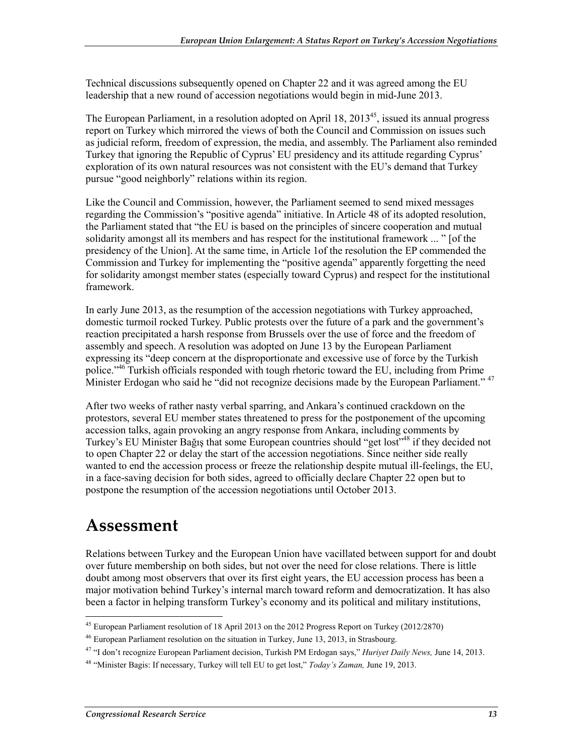Technical discussions subsequently opened on Chapter 22 and it was agreed among the EU leadership that a new round of accession negotiations would begin in mid-June 2013.

The European Parliament, in a resolution adopted on April 18, 2013[45], issued its annual progress report on Turkey which mirrored the views of both the Council and Commission on issues such as judicial reform, freedom of expression, the media, and assembly. The Parliament also reminded Turkey that ignoring the Republic of Cyprus' EU presidency and its attitude regarding Cyprus' exploration of its own natural resources was not consistent with the EU's demand that Turkey pursue "good neighborly" relations within its region.

Like the Council and Commission, however, the Parliament seemed to send mixed messages regarding the Commission's "positive agenda" initiative. In Article 48 of its adopted resolution, the Parliament stated that "the EU is based on the principles of sincere cooperation and mutual solidarity amongst all its members and has respect for the institutional framework ... " [of the presidency of the Union]. At the same time, in Article 1of the resolution the EP commended the Commission and Turkey for implementing the "positive agenda" apparently forgetting the need for solidarity amongst member states (especially toward Cyprus) and respect for the institutional framework.

In early June 2013, as the resumption of the accession negotiations with Turkey approached, domestic turmoil rocked Turkey. Public protests over the future of a park and the government's reaction precipitated a harsh response from Brussels over the use of force and the freedom of assembly and speech. A resolution was adopted on June 13 by the European Parliament expressing its "deep concern at the disproportionate and excessive use of force by the Turkish police."[46] Turkish officials responded with tough rhetoric toward the EU, including from Prime Minister Erdogan who said he "did not recognize decisions made by the European Parliament."[47]

After two weeks of rather nasty verbal sparring, and Ankara's continued crackdown on the protestors, several EU member states threatened to press for the postponement of the upcoming accession talks, again provoking an angry response from Ankara, including comments by Turkey's EU Minister Bağış that some European countries should "get lost"[48] if they decided not to open Chapter 22 or delay the start of the accession negotiations. Since neither side really wanted to end the accession process or freeze the relationship despite mutual ill-feelings, the EU, in a face-saving decision for both sides, agreed to officially declare Chapter 22 open but to postpone the resumption of the accession negotiations until October 2013.

# Assessment

Relations between Turkey and the European Union have vacillated between support for and doubt over future membership on both sides, but not over the need for close relations. There is little doubt among most observers that over its first eight years, the EU accession process has been a major motivation behind Turkey's internal march toward reform and democratization. It has also been a factor in helping transform Turkey's economy and its political and military institutions,

[45] European Parliament resolution of 18 April 2013 on the 2012 Progress Report on Turkey (2012/2870)

[46] European Parliament resolution on the situation in Turkey, June 13, 2013, in Strasbourg.

[47] "I don't recognize European Parliament decision, Turkish PM Erdogan says," *Huriyet Daily News,* June 14, 2013.

[48] "Minister Bagis: If necessary, Turkey will tell EU to get lost," *Today's Zaman,* June 19, 2013.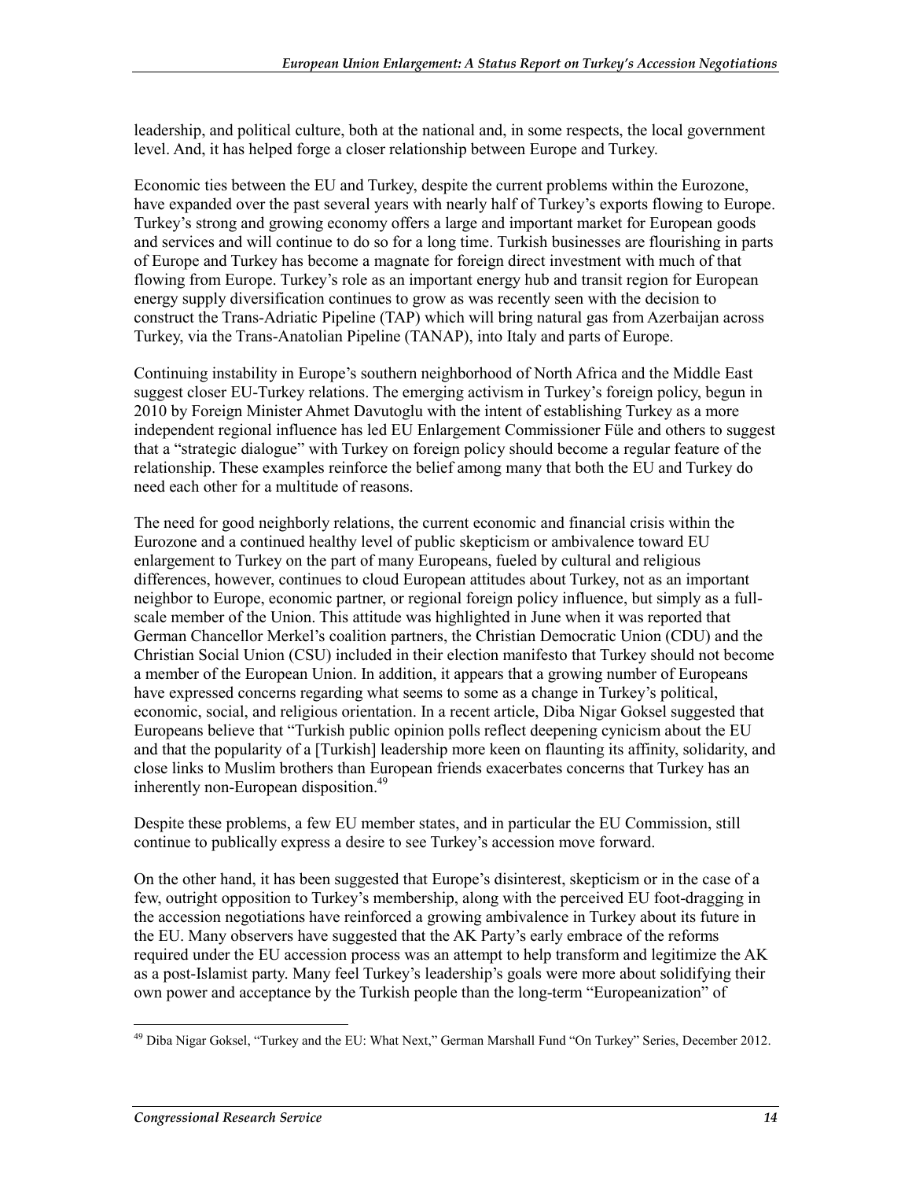leadership, and political culture, both at the national and, in some respects, the local government level. And, it has helped forge a closer relationship between Europe and Turkey.

Economic ties between the EU and Turkey, despite the current problems within the Eurozone, have expanded over the past several years with nearly half of Turkey's exports flowing to Europe. Turkey's strong and growing economy offers a large and important market for European goods and services and will continue to do so for a long time. Turkish businesses are flourishing in parts of Europe and Turkey has become a magnate for foreign direct investment with much of that flowing from Europe. Turkey's role as an important energy hub and transit region for European energy supply diversification continues to grow as was recently seen with the decision to construct the Trans-Adriatic Pipeline (TAP) which will bring natural gas from Azerbaijan across Turkey, via the Trans-Anatolian Pipeline (TANAP), into Italy and parts of Europe.

Continuing instability in Europe's southern neighborhood of North Africa and the Middle East suggest closer EU-Turkey relations. The emerging activism in Turkey's foreign policy, begun in 2010 by Foreign Minister Ahmet Davutoglu with the intent of establishing Turkey as a more independent regional influence has led EU Enlargement Commissioner Füle and others to suggest that a "strategic dialogue" with Turkey on foreign policy should become a regular feature of the relationship. These examples reinforce the belief among many that both the EU and Turkey do need each other for a multitude of reasons.

The need for good neighborly relations, the current economic and financial crisis within the Eurozone and a continued healthy level of public skepticism or ambivalence toward EU enlargement to Turkey on the part of many Europeans, fueled by cultural and religious differences, however, continues to cloud European attitudes about Turkey, not as an important neighbor to Europe, economic partner, or regional foreign policy influence, but simply as a full-scale member of the Union. This attitude was highlighted in June when it was reported that German Chancellor Merkel's coalition partners, the Christian Democratic Union (CDU) and the Christian Social Union (CSU) included in their election manifesto that Turkey should not become a member of the European Union. In addition, it appears that a growing number of Europeans have expressed concerns regarding what seems to some as a change in Turkey's political, economic, social, and religious orientation. In a recent article, Diba Nigar Goksel suggested that Europeans believe that "Turkish public opinion polls reflect deepening cynicism about the EU and that the popularity of a [Turkish] leadership more keen on flaunting its affinity, solidarity, and close links to Muslim brothers than European friends exacerbates concerns that Turkey has an inherently non-European disposition.[49]

Despite these problems, a few EU member states, and in particular the EU Commission, still continue to publically express a desire to see Turkey's accession move forward.

On the other hand, it has been suggested that Europe's disinterest, skepticism or in the case of a few, outright opposition to Turkey's membership, along with the perceived EU foot-dragging in the accession negotiations have reinforced a growing ambivalence in Turkey about its future in the EU. Many observers have suggested that the AK Party's early embrace of the reforms required under the EU accession process was an attempt to help transform and legitimize the AK as a post-Islamist party. Many feel Turkey's leadership's goals were more about solidifying their own power and acceptance by the Turkish people than the long-term "Europeanization" of

[49] Diba Nigar Goksel, "Turkey and the EU: What Next," German Marshall Fund "On Turkey" Series, December 2012.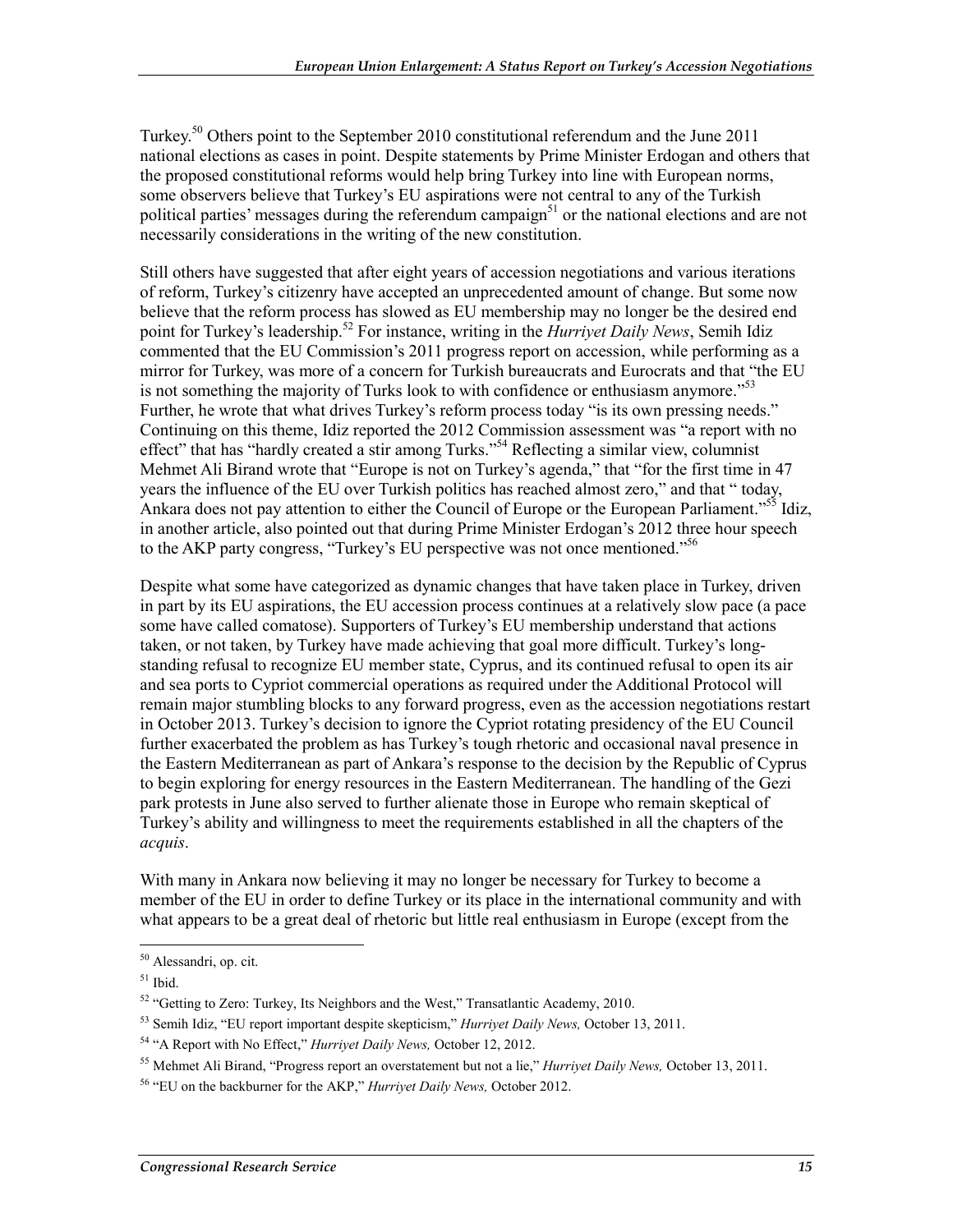Turkey.[50] Others point to the September 2010 constitutional referendum and the June 2011 national elections as cases in point. Despite statements by Prime Minister Erdogan and others that the proposed constitutional reforms would help bring Turkey into line with European norms, some observers believe that Turkey's EU aspirations were not central to any of the Turkish political parties' messages during the referendum campaign[51] or the national elections and are not necessarily considerations in the writing of the new constitution.

Still others have suggested that after eight years of accession negotiations and various iterations of reform, Turkey's citizenry have accepted an unprecedented amount of change. But some now believe that the reform process has slowed as EU membership may no longer be the desired end point for Turkey's leadership.[52] For instance, writing in the *Hurriyet Daily News*, Semih Idiz commented that the EU Commission's 2011 progress report on accession, while performing as a mirror for Turkey, was more of a concern for Turkish bureaucrats and Eurocrats and that "the EU is not something the majority of Turks look to with confidence or enthusiasm anymore."[53] Further, he wrote that what drives Turkey's reform process today "is its own pressing needs." Continuing on this theme, Idiz reported the 2012 Commission assessment was "a report with no effect" that has "hardly created a stir among Turks."[54] Reflecting a similar view, columnist Mehmet Ali Birand wrote that "Europe is not on Turkey's agenda," that "for the first time in 47 years the influence of the EU over Turkish politics has reached almost zero," and that " today, Ankara does not pay attention to either the Council of Europe or the European Parliament."[55] Idiz, in another article, also pointed out that during Prime Minister Erdogan's 2012 three hour speech to the AKP party congress, "Turkey's EU perspective was not once mentioned."[56]

Despite what some have categorized as dynamic changes that have taken place in Turkey, driven in part by its EU aspirations, the EU accession process continues at a relatively slow pace (a pace some have called comatose). Supporters of Turkey's EU membership understand that actions taken, or not taken, by Turkey have made achieving that goal more difficult. Turkey's long-standing refusal to recognize EU member state, Cyprus, and its continued refusal to open its air and sea ports to Cypriot commercial operations as required under the Additional Protocol will remain major stumbling blocks to any forward progress, even as the accession negotiations restart in October 2013. Turkey's decision to ignore the Cypriot rotating presidency of the EU Council further exacerbated the problem as has Turkey's tough rhetoric and occasional naval presence in the Eastern Mediterranean as part of Ankara's response to the decision by the Republic of Cyprus to begin exploring for energy resources in the Eastern Mediterranean. The handling of the Gezi park protests in June also served to further alienate those in Europe who remain skeptical of Turkey's ability and willingness to meet the requirements established in all the chapters of the *acquis*.

With many in Ankara now believing it may no longer be necessary for Turkey to become a member of the EU in order to define Turkey or its place in the international community and with what appears to be a great deal of rhetoric but little real enthusiasm in Europe (except from the

---

[50] Alessandri, op. cit.

[51] Ibid.

[52] "Getting to Zero: Turkey, Its Neighbors and the West," Transatlantic Academy, 2010.

[53] Semih Idiz, "EU report important despite skepticism," *Hurriyet Daily News,* October 13, 2011.

[54] "A Report with No Effect," *Hurriyet Daily News,* October 12, 2012.

[55] Mehmet Ali Birand, "Progress report an overstatement but not a lie," *Hurriyet Daily News,* October 13, 2011.

[56] "EU on the backburner for the AKP," *Hurriyet Daily News,* October 2012.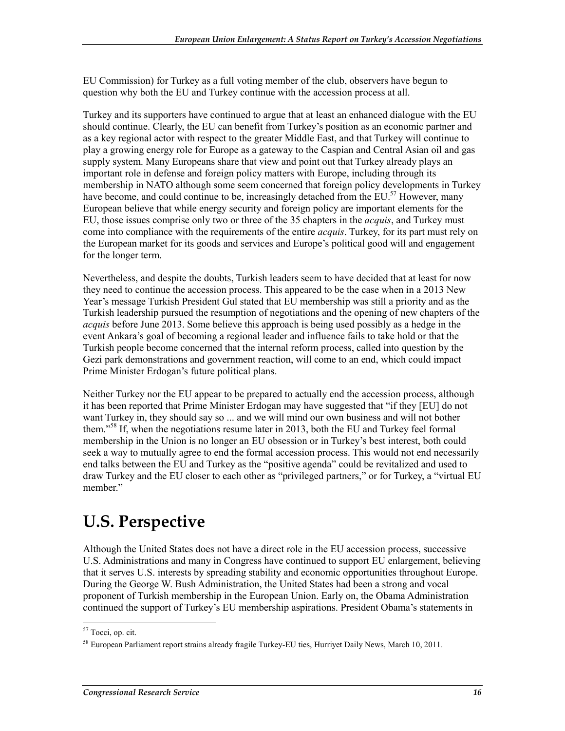EU Commission) for Turkey as a full voting member of the club, observers have begun to question why both the EU and Turkey continue with the accession process at all.

Turkey and its supporters have continued to argue that at least an enhanced dialogue with the EU should continue. Clearly, the EU can benefit from Turkey's position as an economic partner and as a key regional actor with respect to the greater Middle East, and that Turkey will continue to play a growing energy role for Europe as a gateway to the Caspian and Central Asian oil and gas supply system. Many Europeans share that view and point out that Turkey already plays an important role in defense and foreign policy matters with Europe, including through its membership in NATO although some seem concerned that foreign policy developments in Turkey have become, and could continue to be, increasingly detached from the EU.[57] However, many European believe that while energy security and foreign policy are important elements for the EU, those issues comprise only two or three of the 35 chapters in the *acquis*, and Turkey must come into compliance with the requirements of the entire *acquis*. Turkey, for its part must rely on the European market for its goods and services and Europe's political good will and engagement for the longer term.

Nevertheless, and despite the doubts, Turkish leaders seem to have decided that at least for now they need to continue the accession process. This appeared to be the case when in a 2013 New Year's message Turkish President Gul stated that EU membership was still a priority and as the Turkish leadership pursued the resumption of negotiations and the opening of new chapters of the *acquis* before June 2013. Some believe this approach is being used possibly as a hedge in the event Ankara's goal of becoming a regional leader and influence fails to take hold or that the Turkish people become concerned that the internal reform process, called into question by the Gezi park demonstrations and government reaction, will come to an end, which could impact Prime Minister Erdogan's future political plans.

Neither Turkey nor the EU appear to be prepared to actually end the accession process, although it has been reported that Prime Minister Erdogan may have suggested that "if they [EU] do not want Turkey in, they should say so ... and we will mind our own business and will not bother them."[58] If, when the negotiations resume later in 2013, both the EU and Turkey feel formal membership in the Union is no longer an EU obsession or in Turkey's best interest, both could seek a way to mutually agree to end the formal accession process. This would not end necessarily end talks between the EU and Turkey as the "positive agenda" could be revitalized and used to draw Turkey and the EU closer to each other as "privileged partners," or for Turkey, a "virtual EU member."

# U.S. Perspective

Although the United States does not have a direct role in the EU accession process, successive U.S. Administrations and many in Congress have continued to support EU enlargement, believing that it serves U.S. interests by spreading stability and economic opportunities throughout Europe. During the George W. Bush Administration, the United States had been a strong and vocal proponent of Turkish membership in the European Union. Early on, the Obama Administration continued the support of Turkey's EU membership aspirations. President Obama's statements in

[57] Tocci, op. cit.

[58] European Parliament report strains already fragile Turkey-EU ties, Hurriyet Daily News, March 10, 2011.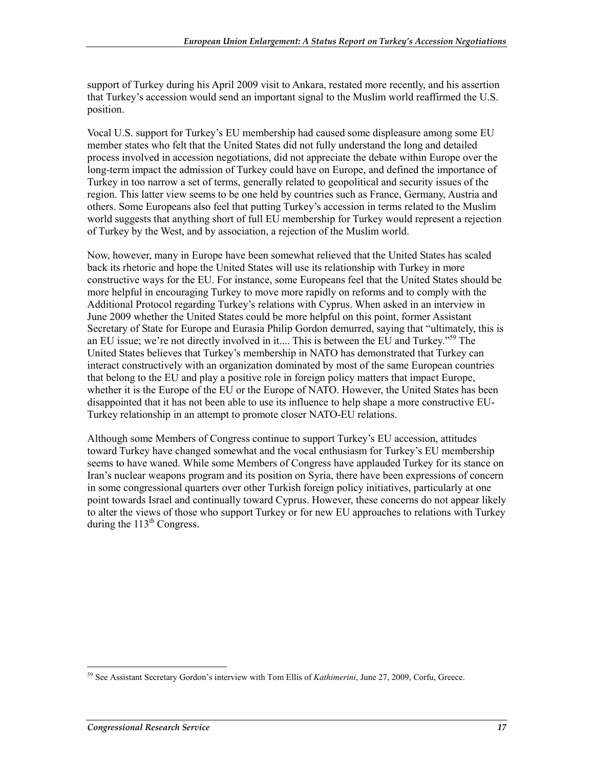support of Turkey during his April 2009 visit to Ankara, restated more recently, and his assertion that Turkey's accession would send an important signal to the Muslim world reaffirmed the U.S. position.

Vocal U.S. support for Turkey's EU membership had caused some displeasure among some EU member states who felt that the United States did not fully understand the long and detailed process involved in accession negotiations, did not appreciate the debate within Europe over the long-term impact the admission of Turkey could have on Europe, and defined the importance of Turkey in too narrow a set of terms, generally related to geopolitical and security issues of the region. This latter view seems to be one held by countries such as France, Germany, Austria and others. Some Europeans also feel that putting Turkey's accession in terms related to the Muslim world suggests that anything short of full EU membership for Turkey would represent a rejection of Turkey by the West, and by association, a rejection of the Muslim world.

Now, however, many in Europe have been somewhat relieved that the United States has scaled back its rhetoric and hope the United States will use its relationship with Turkey in more constructive ways for the EU. For instance, some Europeans feel that the United States should be more helpful in encouraging Turkey to move more rapidly on reforms and to comply with the Additional Protocol regarding Turkey's relations with Cyprus. When asked in an interview in June 2009 whether the United States could be more helpful on this point, former Assistant Secretary of State for Europe and Eurasia Philip Gordon demurred, saying that "ultimately, this is an EU issue; we're not directly involved in it.... This is between the EU and Turkey."[59] The United States believes that Turkey's membership in NATO has demonstrated that Turkey can interact constructively with an organization dominated by most of the same European countries that belong to the EU and play a positive role in foreign policy matters that impact Europe, whether it is the Europe of the EU or the Europe of NATO. However, the United States has been disappointed that it has not been able to use its influence to help shape a more constructive EU-Turkey relationship in an attempt to promote closer NATO-EU relations.

Although some Members of Congress continue to support Turkey's EU accession, attitudes toward Turkey have changed somewhat and the vocal enthusiasm for Turkey's EU membership seems to have waned. While some Members of Congress have applauded Turkey for its stance on Iran's nuclear weapons program and its position on Syria, there have been expressions of concern in some congressional quarters over other Turkish foreign policy initiatives, particularly at one point towards Israel and continually toward Cyprus. However, these concerns do not appear likely to alter the views of those who support Turkey or for new EU approaches to relations with Turkey during the 113th Congress.

---

[59] See Assistant Secretary Gordon's interview with Tom Ellis of *Kathimerini*, June 27, 2009, Corfu, Greece.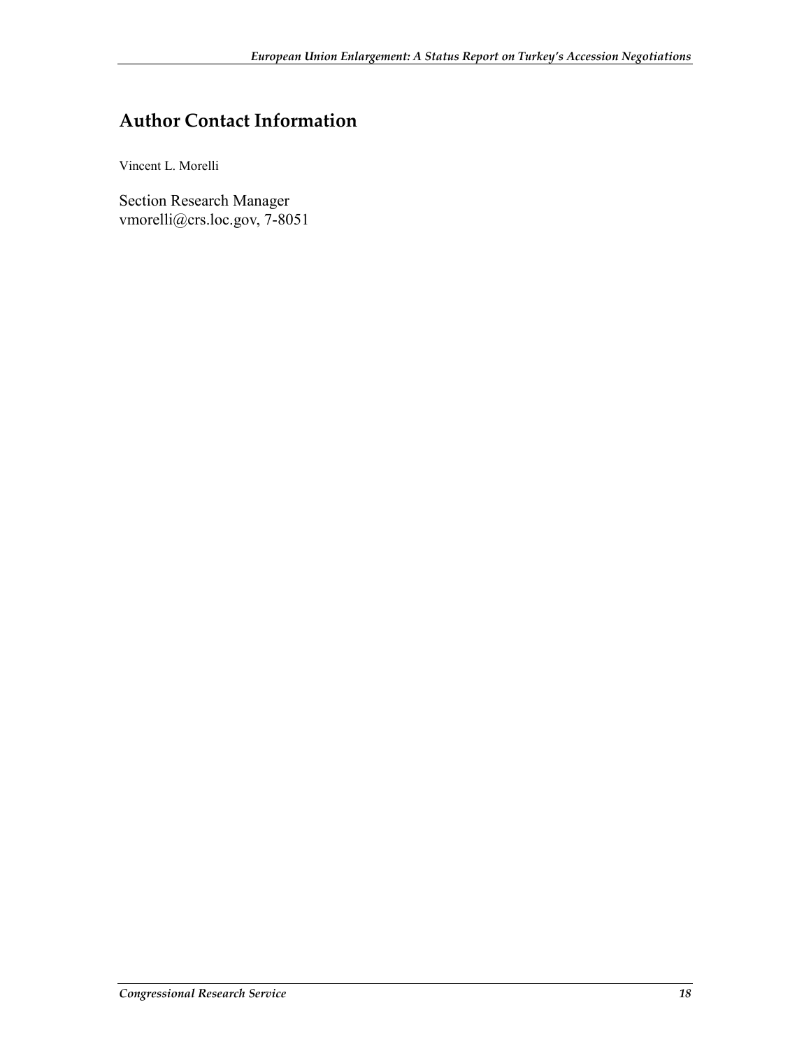## Author Contact Information

Vincent L. Morelli

Section Research Manager
vmorelli@crs.loc.gov, 7-8051